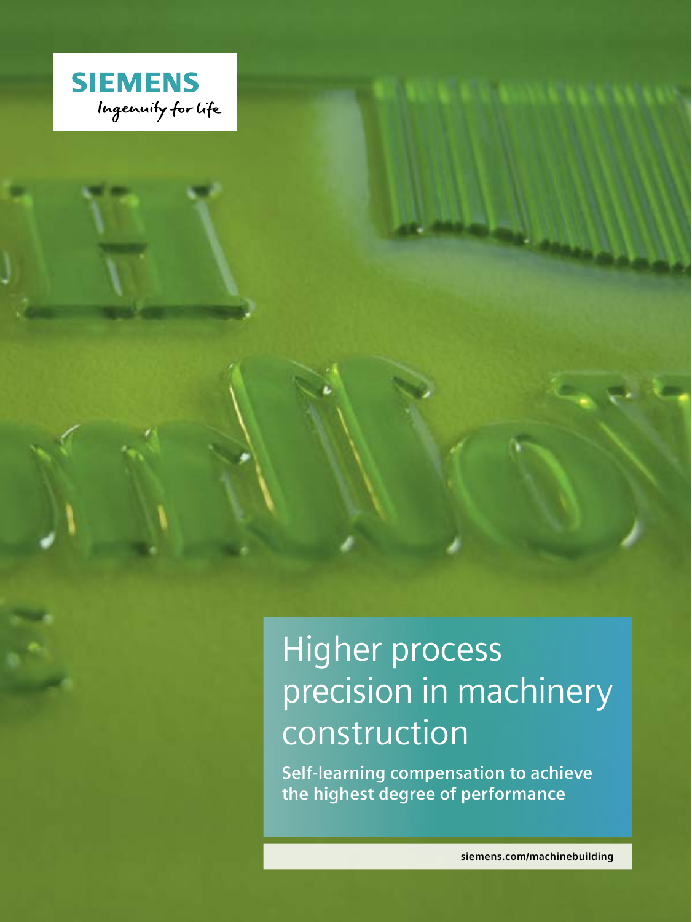SIEMENS

Ingenuity for life

# Higher process precision in machinery construction

**Self-learning compensation to achieve the highest degree of performance**

siemens.com/machinebuilding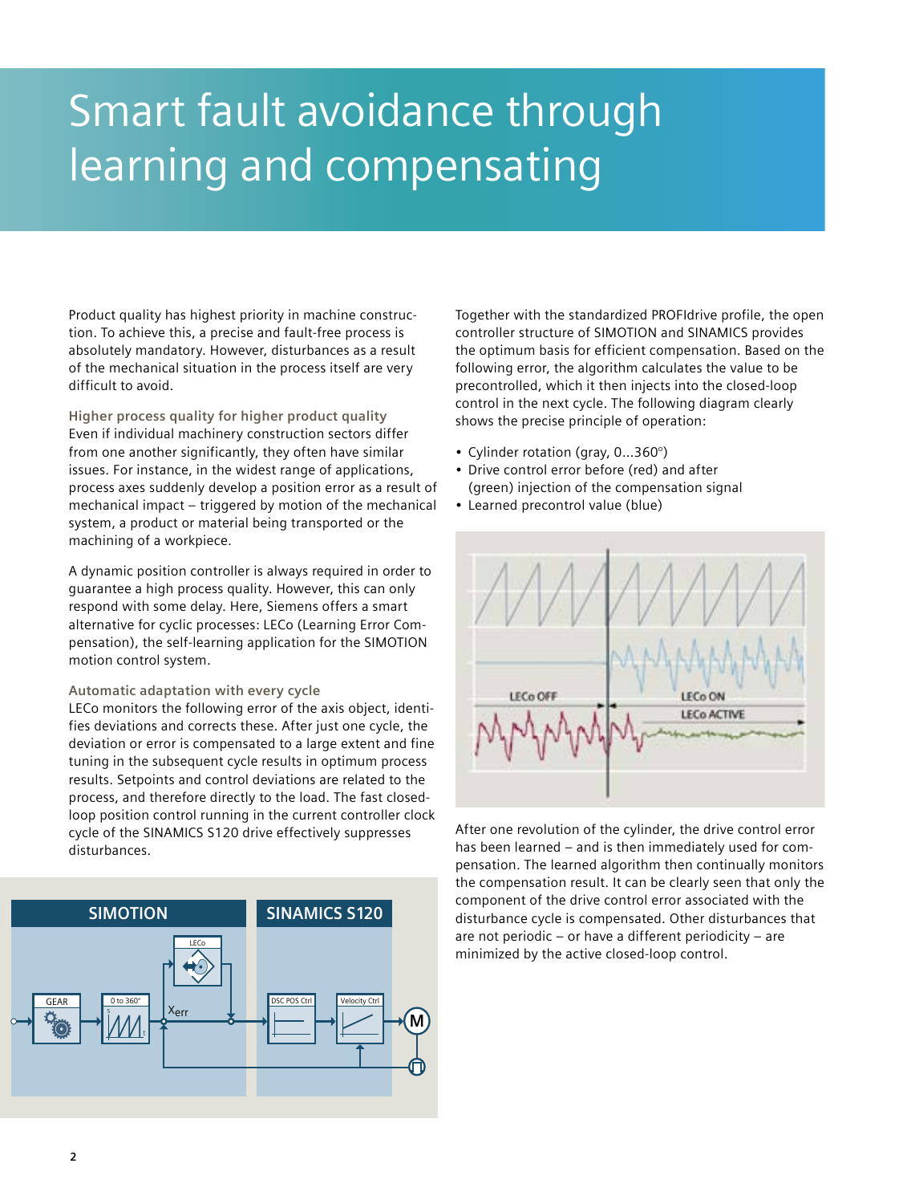# Smart fault avoidance through learning and compensating

Product quality has highest priority in machine construction. To achieve this, a precise and fault-free process is absolutely mandatory. However, disturbances as a result of the mechanical situation in the process itself are very difficult to avoid.

### Higher process quality for higher product quality

Even if individual machinery construction sectors differ from one another significantly, they often have similar issues. For instance, in the widest range of applications, process axes suddenly develop a position error as a result of mechanical impact – triggered by motion of the mechanical system, a product or material being transported or the machining of a workpiece.

A dynamic position controller is always required in order to guarantee a high process quality. However, this can only respond with some delay. Here, Siemens offers a smart alternative for cyclic processes: LECo (Learning Error Compensation), the self-learning application for the SIMOTION motion control system.

### Automatic adaptation with every cycle

LECo monitors the following error of the axis object, identifies deviations and corrects these. After just one cycle, the deviation or error is compensated to a large extent and fine tuning in the subsequent cycle results in optimum process results. Setpoints and control deviations are related to the process, and therefore directly to the load. The fast closed-loop position control running in the current controller clock cycle of the SINAMICS S120 drive effectively suppresses disturbances.

SIMOTION

SINAMICS S120

LECo

GEAR

0 to 360°

$X_{err}$

DSC POS Ctrl

Velocity Ctrl

M

Together with the standardized PROFIdrive profile, the open controller structure of SIMOTION and SINAMICS provides the optimum basis for efficient compensation. Based on the following error, the algorithm calculates the value to be precontrolled, which it then injects into the closed-loop control in the next cycle. The following diagram clearly shows the precise principle of operation:

- Cylinder rotation (gray, 0...360°)
- Drive control error before (red) and after (green) injection of the compensation signal
- Learned precontrol value (blue)

LECo OFF

LECo ON

LECo ACTIVE

After one revolution of the cylinder, the drive control error has been learned – and is then immediately used for compensation. The learned algorithm then continually monitors the compensation result. It can be clearly seen that only the component of the drive control error associated with the disturbance cycle is compensated. Other disturbances that are not periodic – or have a different periodicity – are minimized by the active closed-loop control.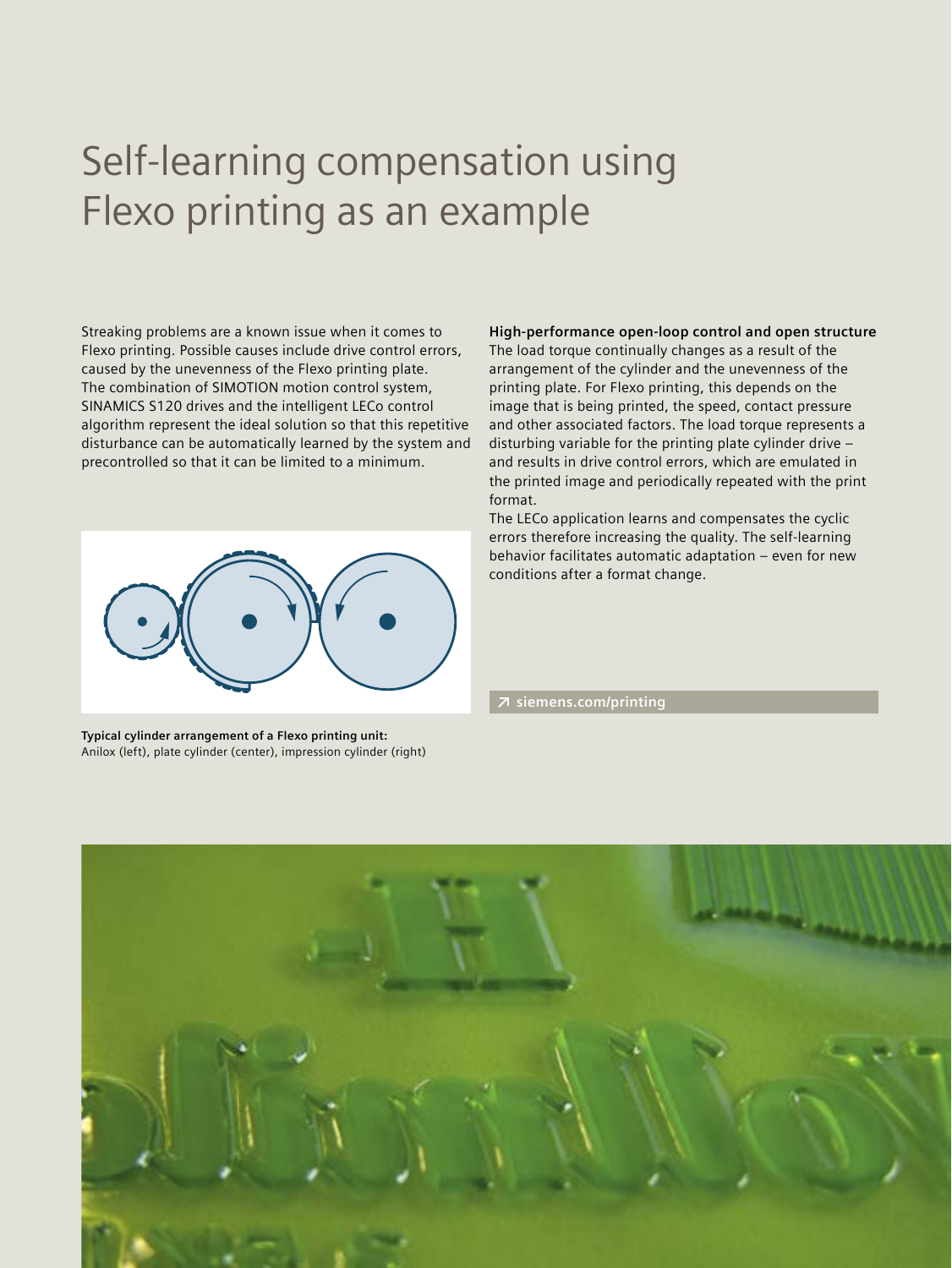# Self-learning compensation using Flexo printing as an example

Streaking problems are a known issue when it comes to Flexo printing. Possible causes include drive control errors, caused by the unevenness of the Flexo printing plate. The combination of SIMOTION motion control system, SINAMICS S120 drives and the intelligent LECo control algorithm represent the ideal solution so that this repetitive disturbance can be automatically learned by the system and precontrolled so that it can be limited to a minimum.

**Typical cylinder arrangement of a Flexo printing unit:**
Anilox (left), plate cylinder (center), impression cylinder (right)

**High-performance open-loop control and open structure**
The load torque continually changes as a result of the arrangement of the cylinder and the unevenness of the printing plate. For Flexo printing, this depends on the image that is being printed, the speed, contact pressure and other associated factors. The load torque represents a disturbing variable for the printing plate cylinder drive – and results in drive control errors, which are emulated in the printed image and periodically repeated with the print format.
The LECo application learns and compensates the cyclic errors therefore increasing the quality. The self-learning behavior facilitates automatic adaptation – even for new conditions after a format change.

↗ siemens.com/printing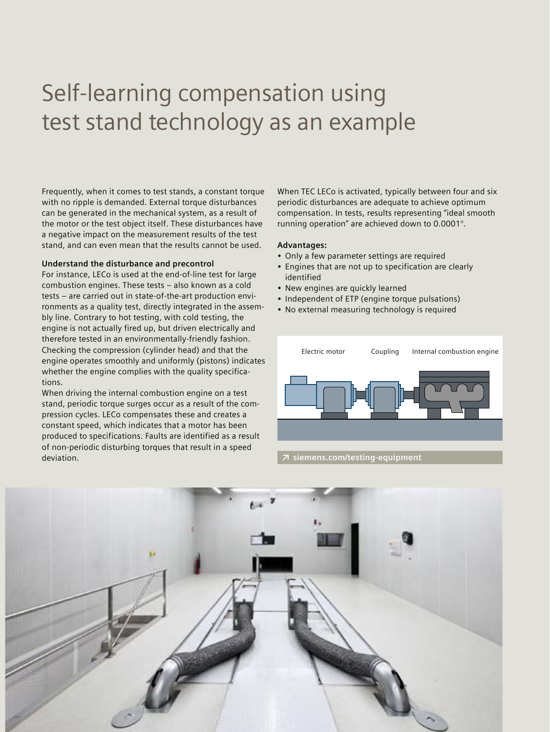# Self-learning compensation using test stand technology as an example

Frequently, when it comes to test stands, a constant torque with no ripple is demanded. External torque disturbances can be generated in the mechanical system, as a result of the motor or the test object itself. These disturbances have a negative impact on the measurement results of the test stand, and can even mean that the results cannot be used.

**Understand the disturbance and precontrol**

For instance, LECo is used at the end-of-line test for large combustion engines. These tests – also known as a cold tests – are carried out in state-of-the-art production environments as a quality test, directly integrated in the assembly line. Contrary to hot testing, with cold testing, the engine is not actually fired up, but driven electrically and therefore tested in an environmentally-friendly fashion. Checking the compression (cylinder head) and that the engine operates smoothly and uniformly (pistons) indicates whether the engine complies with the quality specifications.

When driving the internal combustion engine on a test stand, periodic torque surges occur as a result of the compression cycles. LECo compensates these and creates a constant speed, which indicates that a motor has been produced to specifications. Faults are identified as a result of non-periodic disturbing torques that result in a speed deviation.

When TEC LECo is activated, typically between four and six periodic disturbances are adequate to achieve optimum compensation. In tests, results representing "ideal smooth running operation" are achieved down to 0.0001°.

**Advantages:**

- Only a few parameter settings are required
- Engines that are not up to specification are clearly identified
- New engines are quickly learned
- Independent of ETP (engine torque pulsations)
- No external measuring technology is required

Electric motor

Coupling

Internal combustion engine

↗ siemens.com/testing-equipment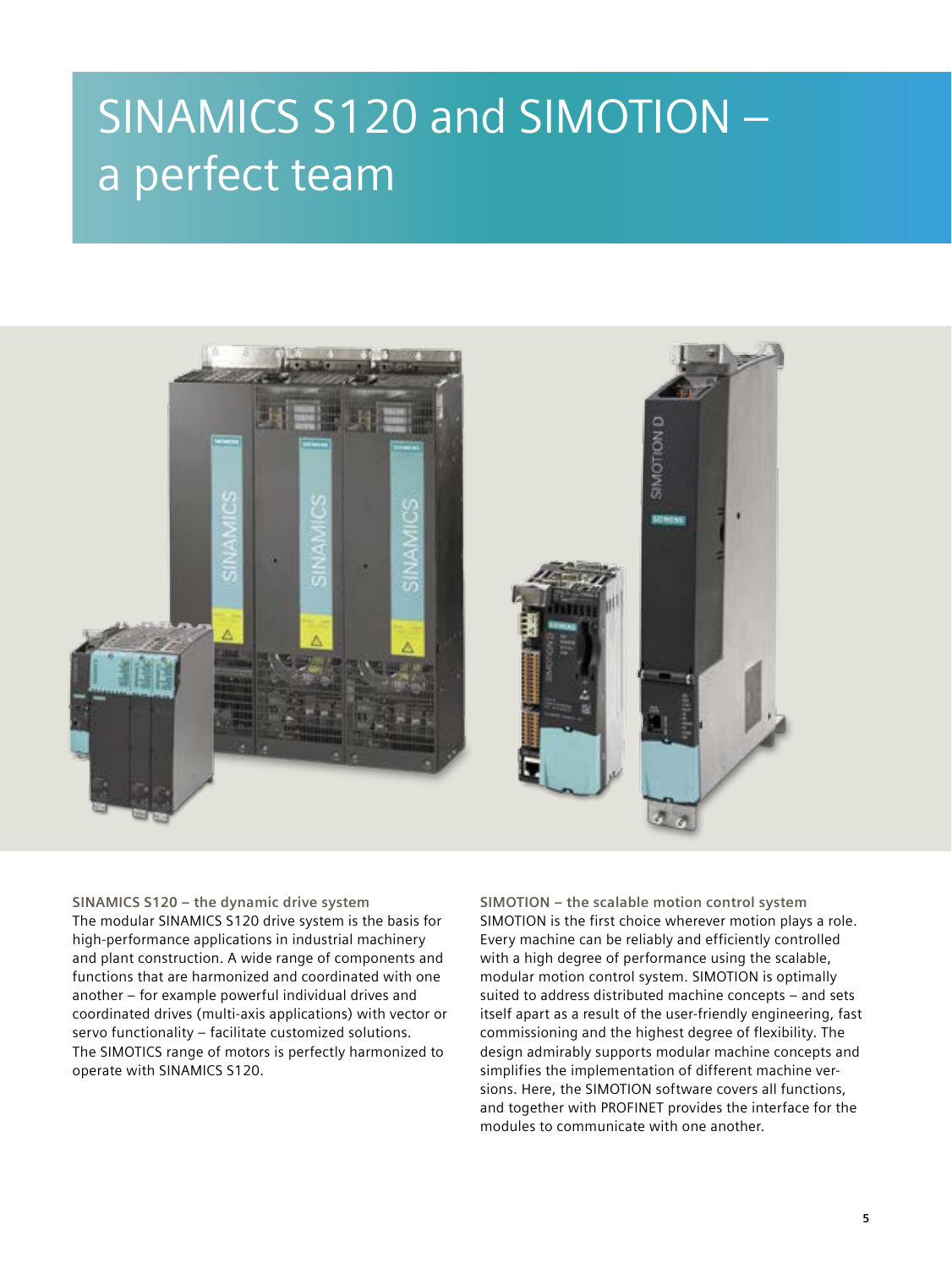# SINAMICS S120 and SIMOTION – a perfect team

**SINAMICS S120 – the dynamic drive system**

The modular SINAMICS S120 drive system is the basis for high-performance applications in industrial machinery and plant construction. A wide range of components and functions that are harmonized and coordinated with one another – for example powerful individual drives and coordinated drives (multi-axis applications) with vector or servo functionality – facilitate customized solutions. The SIMOTICS range of motors is perfectly harmonized to operate with SINAMICS S120.

**SIMOTION – the scalable motion control system**

SIMOTION is the first choice wherever motion plays a role. Every machine can be reliably and efficiently controlled with a high degree of performance using the scalable, modular motion control system. SIMOTION is optimally suited to address distributed machine concepts – and sets itself apart as a result of the user-friendly engineering, fast commissioning and the highest degree of flexibility. The design admirably supports modular machine concepts and simplifies the implementation of different machine versions. Here, the SIMOTION software covers all functions, and together with PROFINET provides the interface for the modules to communicate with one another.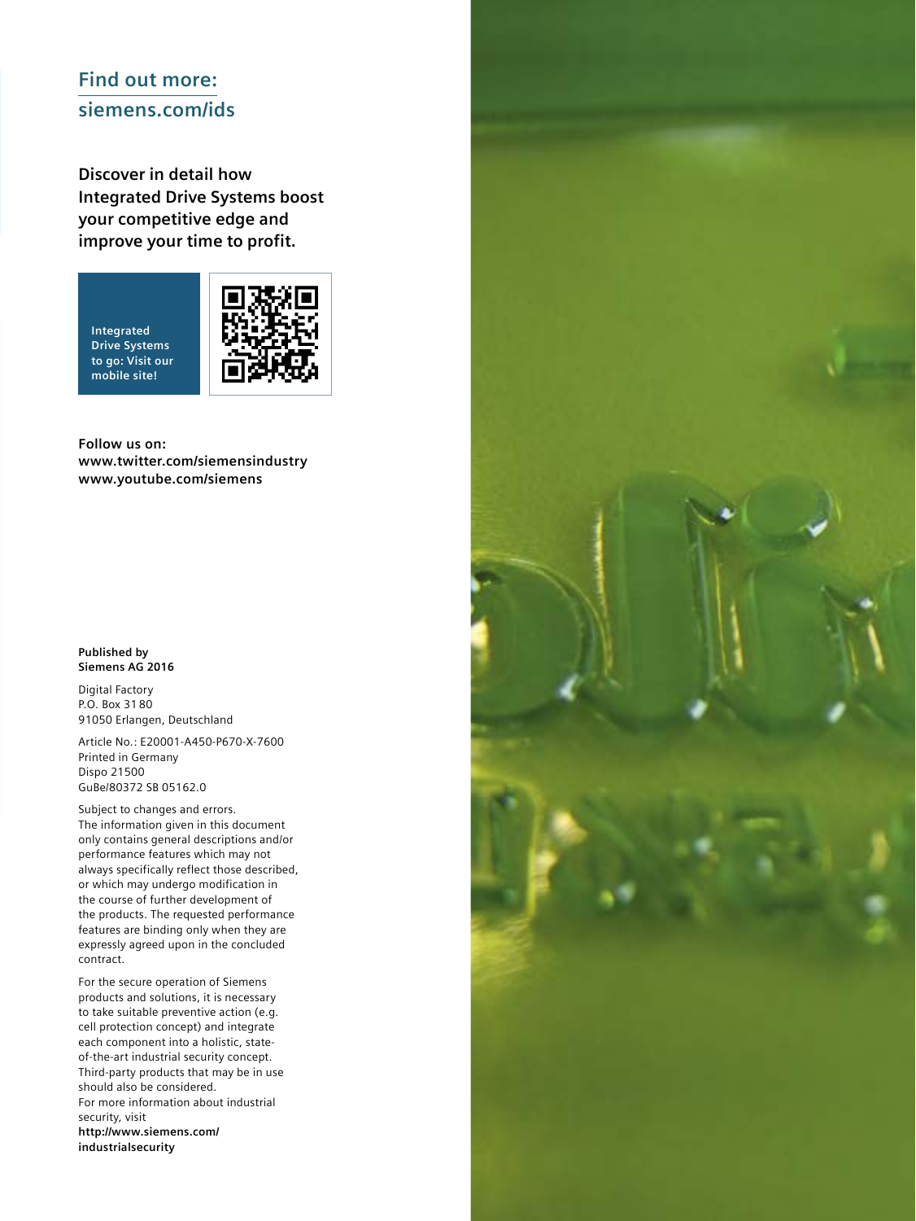## Find out more:
## siemens.com/ids

**Discover in detail how Integrated Drive Systems boost your competitive edge and improve your time to profit.**

Integrated Drive Systems to go: Visit our mobile site!

**Follow us on:**
**www.twitter.com/siemensindustry**
**www.youtube.com/siemens**

**Published by**
**Siemens AG 2016**

Digital Factory
P.O. Box 31 80
91050 Erlangen, Deutschland

Article No.: E20001-A450-P670-X-7600
Printed in Germany
Dispo 21500
GuBe/80372 SB 05162.0

Subject to changes and errors.
The information given in this document only contains general descriptions and/or performance features which may not always specifically reflect those described, or which may undergo modification in the course of further development of the products. The requested performance features are binding only when they are expressly agreed upon in the concluded contract.

For the secure operation of Siemens products and solutions, it is necessary to take suitable preventive action (e.g. cell protection concept) and integrate each component into a holistic, state-of-the-art industrial security concept. Third-party products that may be in use should also be considered.
For more information about industrial security, visit
**http://www.siemens.com/industrialsecurity**